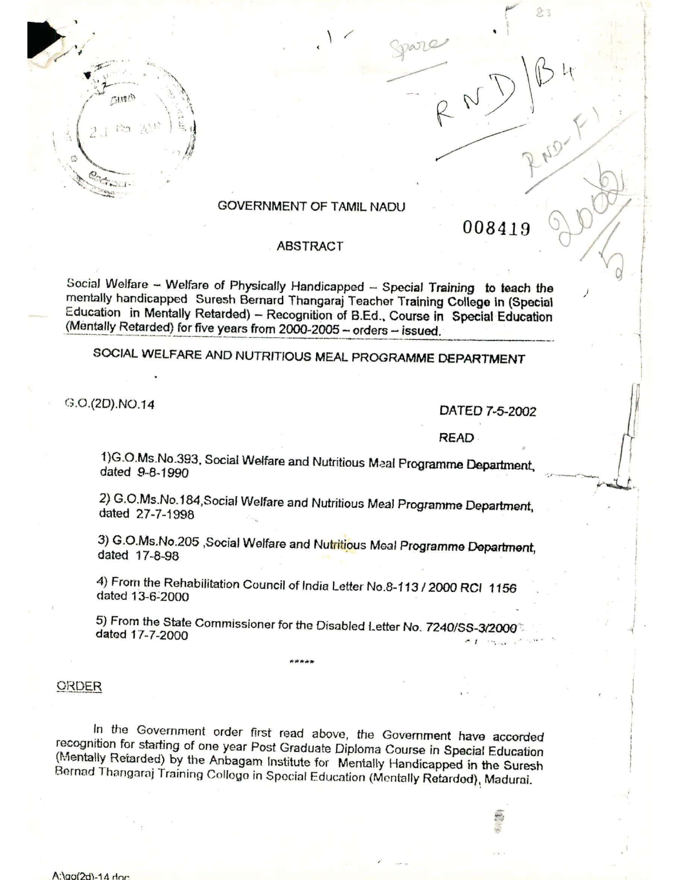GOVERNMENT OF TAMIL NADU

008419

ABSTRACT

Social Welfare – Welfare of Physically Handicapped – Special Training to teach the mentally handicapped Suresh Bernard Thangaraj Teacher Training College in (Special Education in Mentally Retarded) – Recognition of B.Ed., Course in Special Education (Mentally Retarded) for five years from 2000-2005 – orders – issued.

SOCIAL WELFARE AND NUTRITIOUS MEAL PROGRAMME DEPARTMENT

G.O.(2D).NO.14 DATED 7-5-2002

READ

1) G.O.Ms.No.393, Social Welfare and Nutritious Meal Programme Department, dated 9-8-1990

2) G.O.Ms.No.184, Social Welfare and Nutritious Meal Programme Department, dated 27-7-1998

3) G.O.Ms.No.205, Social Welfare and Nutritious Meal Programme Department, dated 17-8-98

4) From the Rehabilitation Council of India Letter No.8-113 / 2000 RCI 1156 dated 13-6-2000

5) From the State Commissioner for the Disabled Letter No. 7240/SS-3/2000 dated 17-7-2000

\*\*\*\*\*

ORDER

In the Government order first read above, the Government have accorded recognition for starting of one year Post Graduate Diploma Course in Special Education (Mentally Retarded) by the Anbagam Institute for Mentally Handicapped in the Suresh Bernad Thangaraj Training College in Special Education (Mentally Retarded), Madurai.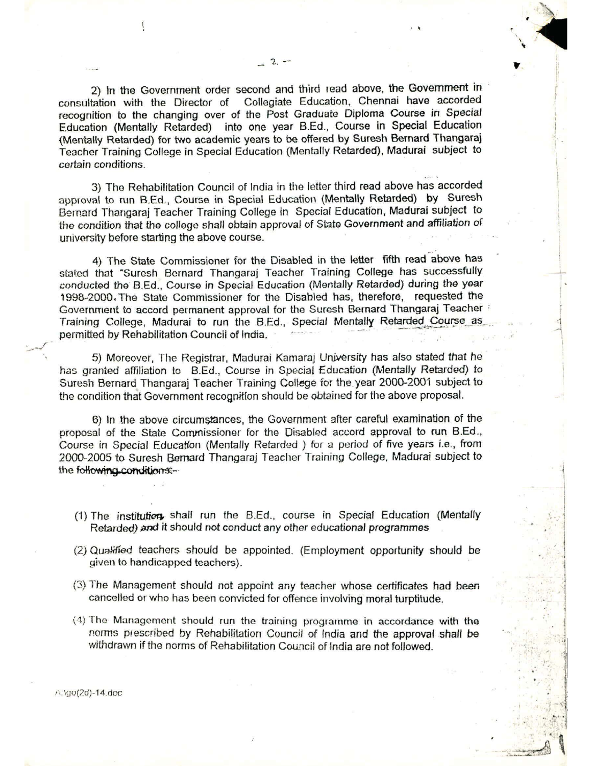2) In the Government order second and third read above, the Government in consultation with the Director of Collegiate Education, Chennai have accorded recognition to the changing over of the Post Graduate Diploma Course in Special Education (Mentally Retarded) into one year B.Ed., Course in Special Education (Mentally Retarded) for two academic years to be offered by Suresh Bernard Thangaraj Teacher Training College in Special Education (Mentally Retarded), Madurai subject to certain conditions.

3) The Rehabilitation Council of India in the letter third read above has accorded approval to run B.Ed., Course in Special Education (Mentally Retarded) by Suresh Bernard Thangaraj Teacher Training College in Special Education, Madurai subject to the condition that the college shall obtain approval of State Government and affiliation of university before starting the above course.

4) The State Commissioner for the Disabled in the letter fifth read above has stated that "Suresh Bernard Thangaraj Teacher Training College has successfully conducted the B.Ed., Course in Special Education (Mentally Retarded) during the year 1998-2000. The State Commissioner for the Disabled has, therefore, requested the Government to accord permanent approval for the Suresh Bernard Thangaraj Teacher Training College, Madurai to run the B.Ed., Special Mentally Retarded Course as permitted by Rehabilitation Council of India.

5) Moreover, The Registrar, Madurai Kamaraj University has also stated that he has granted affiliation to B.Ed., Course in Special Education (Mentally Retarded) to Suresh Bernard Thangaraj Teacher Training College for the year 2000-2001 subject to the condition that Government recognition should be obtained for the above proposal.

6) In the above circumstances, the Government after careful examination of the proposal of the State Commissioner for the Disabled accord approval to run B.Ed., Course in Special Education (Mentally Retarded ) for a period of five years i.e., from 2000-2005 to Suresh Bernard Thangaraj Teacher Training College, Madurai subject to the following conditions:-

(1) The institution shall run the B.Ed., course in Special Education (Mentally Retarded) and it should not conduct any other educational programmes

(2) Qualified teachers should be appointed. (Employment opportunity should be given to handicapped teachers).

(3) The Management should not appoint any teacher whose certificates had been cancelled or who has been convicted for offence involving moral turptitude.

(4) The Management should run the training programme in accordance with the norms prescribed by Rehabilitation Council of India and the approval shall be withdrawn if the norms of Rehabilitation Council of India are not followed.

A:\go(2d)-14.doc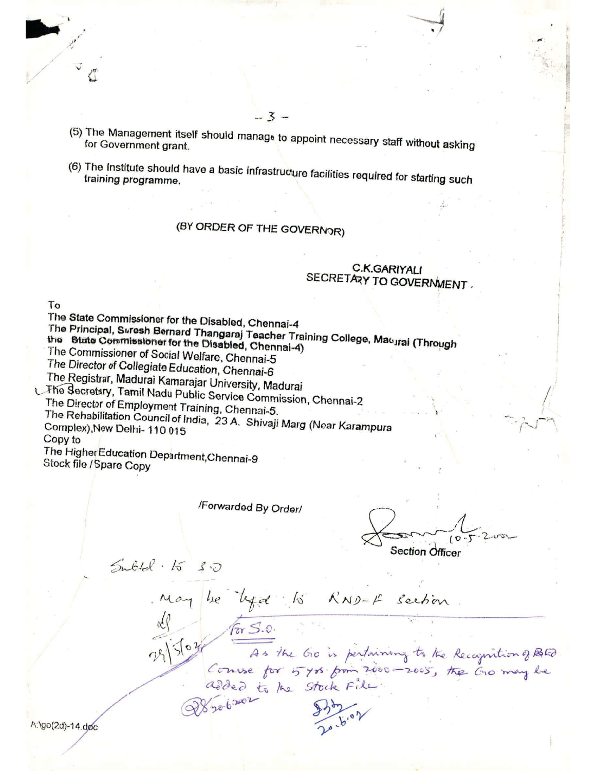(5) The Management itself should manage to appoint necessary staff without asking for Government grant.

(6) The Institute should have a basic infrastructure facilities required for starting such training programme.

(BY ORDER OF THE GOVERNOR)

C.K.GARIYALI
SECRETARY TO GOVERNMENT

To
The State Commissioner for the Disabled, Chennai-4
The Principal, Suresh Bernard Thangaraj Teacher Training College, Madurai (Through the State Commissioner for the Disabled, Chennai-4)
The Commissioner of Social Welfare, Chennai-5
The Director of Collegiate Education, Chennai-6
The Registrar, Madurai Kamarajar University, Madurai
The Secretary, Tamil Nadu Public Service Commission, Chennai-2
The Director of Employment Training, Chennai-5.
The Rehabilitation Council of India, 23 A. Shivaji Marg (Near Karampura Complex),New Delhi- 110 015
Copy to
The Higher Education Department,Chennai-9
Stock file / Spare Copy

/Forwarded By Order/

10-5-2002
Section Officer

Subtd. to S.O

May be tfd to RND-F Section
22/5/02

For S.O.
As the Go is pertaining to the Recognition of BEd Course for 5 yrs. from 2000—2005, the Go may be added to the Stock File
20.6.2002
20.6.02

A:\go(2d)-14.doc